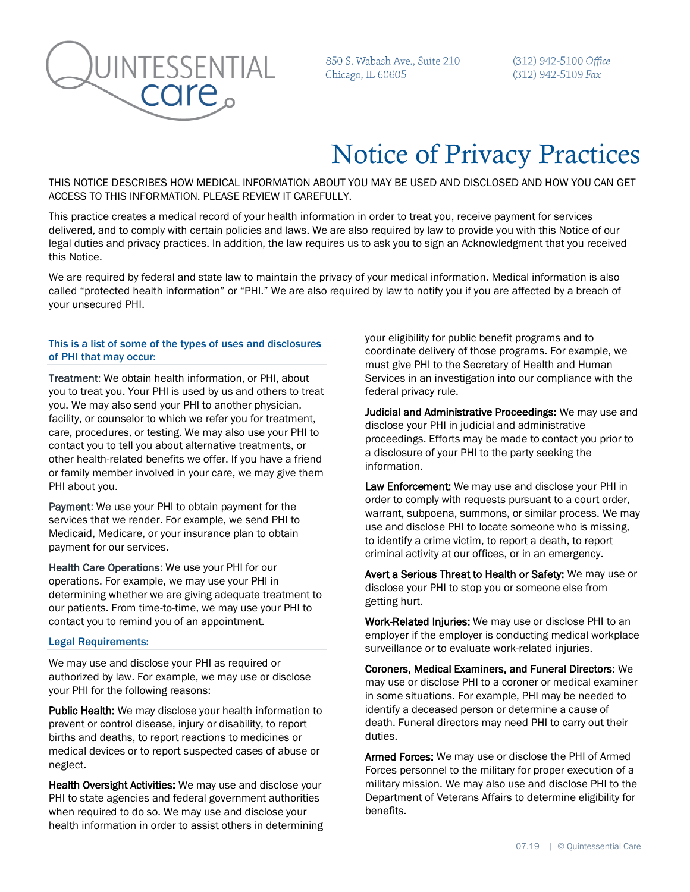QUINTESSENTIAL care

850 S. Wabash Ave., Suite 210
Chicago, IL 60605

(312) 942-5100 *Office*
(312) 942-5109 *Fax*

# Notice of Privacy Practices

THIS NOTICE DESCRIBES HOW MEDICAL INFORMATION ABOUT YOU MAY BE USED AND DISCLOSED AND HOW YOU CAN GET ACCESS TO THIS INFORMATION. PLEASE REVIEW IT CAREFULLY.

This practice creates a medical record of your health information in order to treat you, receive payment for services delivered, and to comply with certain policies and laws. We are also required by law to provide you with this Notice of our legal duties and privacy practices. In addition, the law requires us to ask you to sign an Acknowledgment that you received this Notice.

We are required by federal and state law to maintain the privacy of your medical information. Medical information is also called "protected health information" or "PHI." We are also required by law to notify you if you are affected by a breach of your unsecured PHI.

## This is a list of some of the types of uses and disclosures of PHI that may occur:

**Treatment**: We obtain health information, or PHI, about you to treat you. Your PHI is used by us and others to treat you. We may also send your PHI to another physician, facility, or counselor to which we refer you for treatment, care, procedures, or testing. We may also use your PHI to contact you to tell you about alternative treatments, or other health-related benefits we offer. If you have a friend or family member involved in your care, we may give them PHI about you.

**Payment**: We use your PHI to obtain payment for the services that we render. For example, we send PHI to Medicaid, Medicare, or your insurance plan to obtain payment for our services.

**Health Care Operations**: We use your PHI for our operations. For example, we may use your PHI in determining whether we are giving adequate treatment to our patients. From time-to-time, we may use your PHI to contact you to remind you of an appointment.

## Legal Requirements:

We may use and disclose your PHI as required or authorized by law. For example, we may use or disclose your PHI for the following reasons:

**Public Health:** We may disclose your health information to prevent or control disease, injury or disability, to report births and deaths, to report reactions to medicines or medical devices or to report suspected cases of abuse or neglect.

**Health Oversight Activities:** We may use and disclose your PHI to state agencies and federal government authorities when required to do so. We may use and disclose your health information in order to assist others in determining your eligibility for public benefit programs and to coordinate delivery of those programs. For example, we must give PHI to the Secretary of Health and Human Services in an investigation into our compliance with the federal privacy rule.

**Judicial and Administrative Proceedings:** We may use and disclose your PHI in judicial and administrative proceedings. Efforts may be made to contact you prior to a disclosure of your PHI to the party seeking the information.

**Law Enforcement:** We may use and disclose your PHI in order to comply with requests pursuant to a court order, warrant, subpoena, summons, or similar process. We may use and disclose PHI to locate someone who is missing, to identify a crime victim, to report a death, to report criminal activity at our offices, or in an emergency.

**Avert a Serious Threat to Health or Safety:** We may use or disclose your PHI to stop you or someone else from getting hurt.

**Work-Related Injuries:** We may use or disclose PHI to an employer if the employer is conducting medical workplace surveillance or to evaluate work-related injuries.

**Coroners, Medical Examiners, and Funeral Directors:** We may use or disclose PHI to a coroner or medical examiner in some situations. For example, PHI may be needed to identify a deceased person or determine a cause of death. Funeral directors may need PHI to carry out their duties.

**Armed Forces:** We may use or disclose the PHI of Armed Forces personnel to the military for proper execution of a military mission. We may also use and disclose PHI to the Department of Veterans Affairs to determine eligibility for benefits.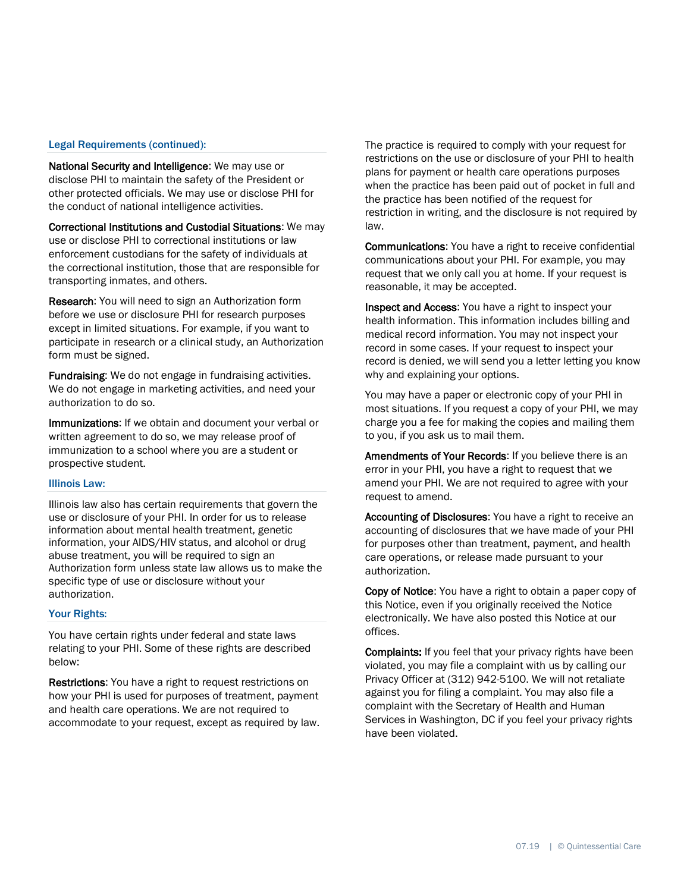## Legal Requirements (continued):

**National Security and Intelligence**: We may use or disclose PHI to maintain the safety of the President or other protected officials. We may use or disclose PHI for the conduct of national intelligence activities.

**Correctional Institutions and Custodial Situations**: We may use or disclose PHI to correctional institutions or law enforcement custodians for the safety of individuals at the correctional institution, those that are responsible for transporting inmates, and others.

**Research**: You will need to sign an Authorization form before we use or disclosure PHI for research purposes except in limited situations. For example, if you want to participate in research or a clinical study, an Authorization form must be signed.

**Fundraising**: We do not engage in fundraising activities. We do not engage in marketing activities, and need your authorization to do so.

**Immunizations**: If we obtain and document your verbal or written agreement to do so, we may release proof of immunization to a school where you are a student or prospective student.

## Illinois Law:

Illinois law also has certain requirements that govern the use or disclosure of your PHI. In order for us to release information about mental health treatment, genetic information, your AIDS/HIV status, and alcohol or drug abuse treatment, you will be required to sign an Authorization form unless state law allows us to make the specific type of use or disclosure without your authorization.

## Your Rights:

You have certain rights under federal and state laws relating to your PHI. Some of these rights are described below:

**Restrictions**: You have a right to request restrictions on how your PHI is used for purposes of treatment, payment and health care operations. We are not required to accommodate to your request, except as required by law.

The practice is required to comply with your request for restrictions on the use or disclosure of your PHI to health plans for payment or health care operations purposes when the practice has been paid out of pocket in full and the practice has been notified of the request for restriction in writing, and the disclosure is not required by law.

**Communications**: You have a right to receive confidential communications about your PHI. For example, you may request that we only call you at home. If your request is reasonable, it may be accepted.

**Inspect and Access**: You have a right to inspect your health information. This information includes billing and medical record information. You may not inspect your record in some cases. If your request to inspect your record is denied, we will send you a letter letting you know why and explaining your options.

You may have a paper or electronic copy of your PHI in most situations. If you request a copy of your PHI, we may charge you a fee for making the copies and mailing them to you, if you ask us to mail them.

**Amendments of Your Records**: If you believe there is an error in your PHI, you have a right to request that we amend your PHI. We are not required to agree with your request to amend.

**Accounting of Disclosures**: You have a right to receive an accounting of disclosures that we have made of your PHI for purposes other than treatment, payment, and health care operations, or release made pursuant to your authorization.

**Copy of Notice**: You have a right to obtain a paper copy of this Notice, even if you originally received the Notice electronically. We have also posted this Notice at our offices.

**Complaints:** If you feel that your privacy rights have been violated, you may file a complaint with us by calling our Privacy Officer at (312) 942-5100. We will not retaliate against you for filing a complaint. You may also file a complaint with the Secretary of Health and Human Services in Washington, DC if you feel your privacy rights have been violated.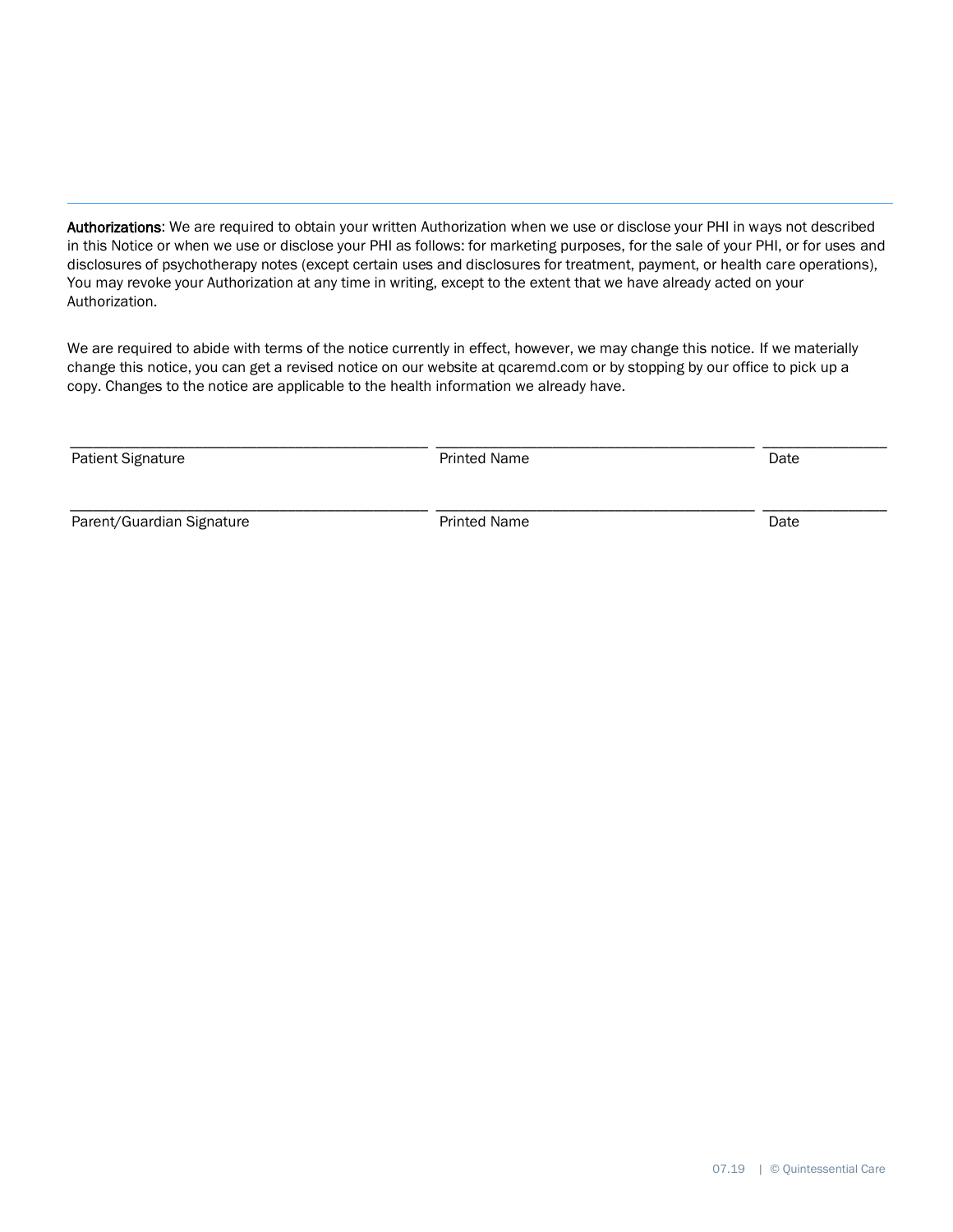**Authorizations**: We are required to obtain your written Authorization when we use or disclose your PHI in ways not described in this Notice or when we use or disclose your PHI as follows: for marketing purposes, for the sale of your PHI, or for uses and disclosures of psychotherapy notes (except certain uses and disclosures for treatment, payment, or health care operations), You may revoke your Authorization at any time in writing, except to the extent that we have already acted on your Authorization.

We are required to abide with terms of the notice currently in effect, however, we may change this notice. If we materially change this notice, you can get a revised notice on our website at qcaremd.com or by stopping by our office to pick up a copy. Changes to the notice are applicable to the health information we already have.

| | | |
|---|---|---|
| _______________________________________ | _______________________________________ | _______________ |
| Patient Signature | Printed Name | Date |
| _______________________________________ | _______________________________________ | _______________ |
| Parent/Guardian Signature | Printed Name | Date |